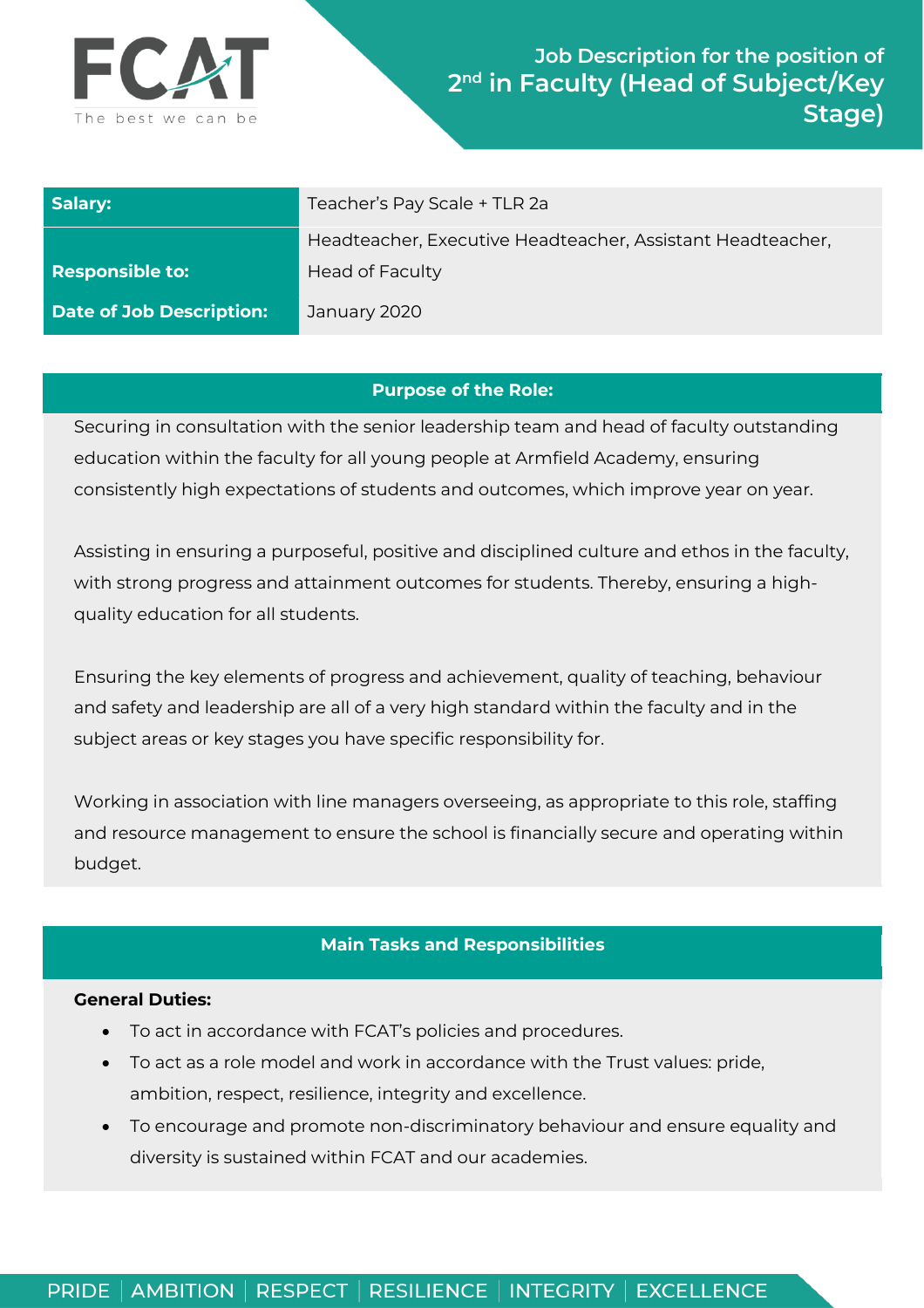FCAT

The best we can be

# Job Description for the position of 2nd in Faculty (Head of Subject/Key Stage)

| | |
|---|---|
| **Salary:** | Teacher's Pay Scale + TLR 2a |
| **Responsible to:** | Headteacher, Executive Headteacher, Assistant Headteacher, Head of Faculty |
| **Date of Job Description:** | January 2020 |

## Purpose of the Role:

Securing in consultation with the senior leadership team and head of faculty outstanding education within the faculty for all young people at Armfield Academy, ensuring consistently high expectations of students and outcomes, which improve year on year.

Assisting in ensuring a purposeful, positive and disciplined culture and ethos in the faculty, with strong progress and attainment outcomes for students. Thereby, ensuring a high-quality education for all students.

Ensuring the key elements of progress and achievement, quality of teaching, behaviour and safety and leadership are all of a very high standard within the faculty and in the subject areas or key stages you have specific responsibility for.

Working in association with line managers overseeing, as appropriate to this role, staffing and resource management to ensure the school is financially secure and operating within budget.

## Main Tasks and Responsibilities

**General Duties:**

- To act in accordance with FCAT's policies and procedures.
- To act as a role model and work in accordance with the Trust values: pride, ambition, respect, resilience, integrity and excellence.
- To encourage and promote non-discriminatory behaviour and ensure equality and diversity is sustained within FCAT and our academies.

PRIDE | AMBITION | RESPECT | RESILIENCE | INTEGRITY | EXCELLENCE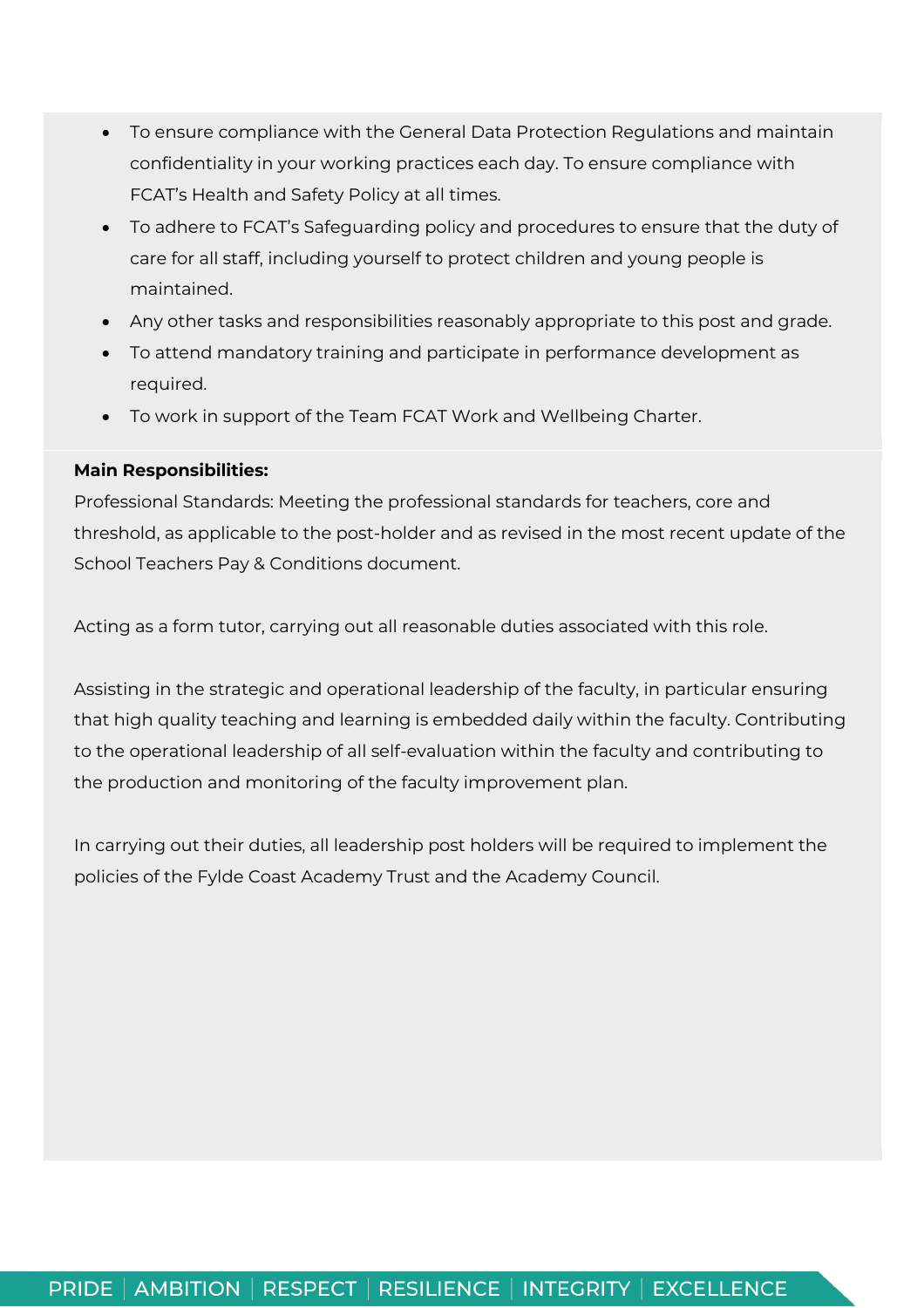- To ensure compliance with the General Data Protection Regulations and maintain confidentiality in your working practices each day. To ensure compliance with FCAT's Health and Safety Policy at all times.
- To adhere to FCAT's Safeguarding policy and procedures to ensure that the duty of care for all staff, including yourself to protect children and young people is maintained.
- Any other tasks and responsibilities reasonably appropriate to this post and grade.
- To attend mandatory training and participate in performance development as required.
- To work in support of the Team FCAT Work and Wellbeing Charter.

**Main Responsibilities:**

Professional Standards: Meeting the professional standards for teachers, core and threshold, as applicable to the post-holder and as revised in the most recent update of the School Teachers Pay & Conditions document.

Acting as a form tutor, carrying out all reasonable duties associated with this role.

Assisting in the strategic and operational leadership of the faculty, in particular ensuring that high quality teaching and learning is embedded daily within the faculty. Contributing to the operational leadership of all self-evaluation within the faculty and contributing to the production and monitoring of the faculty improvement plan.

In carrying out their duties, all leadership post holders will be required to implement the policies of the Fylde Coast Academy Trust and the Academy Council.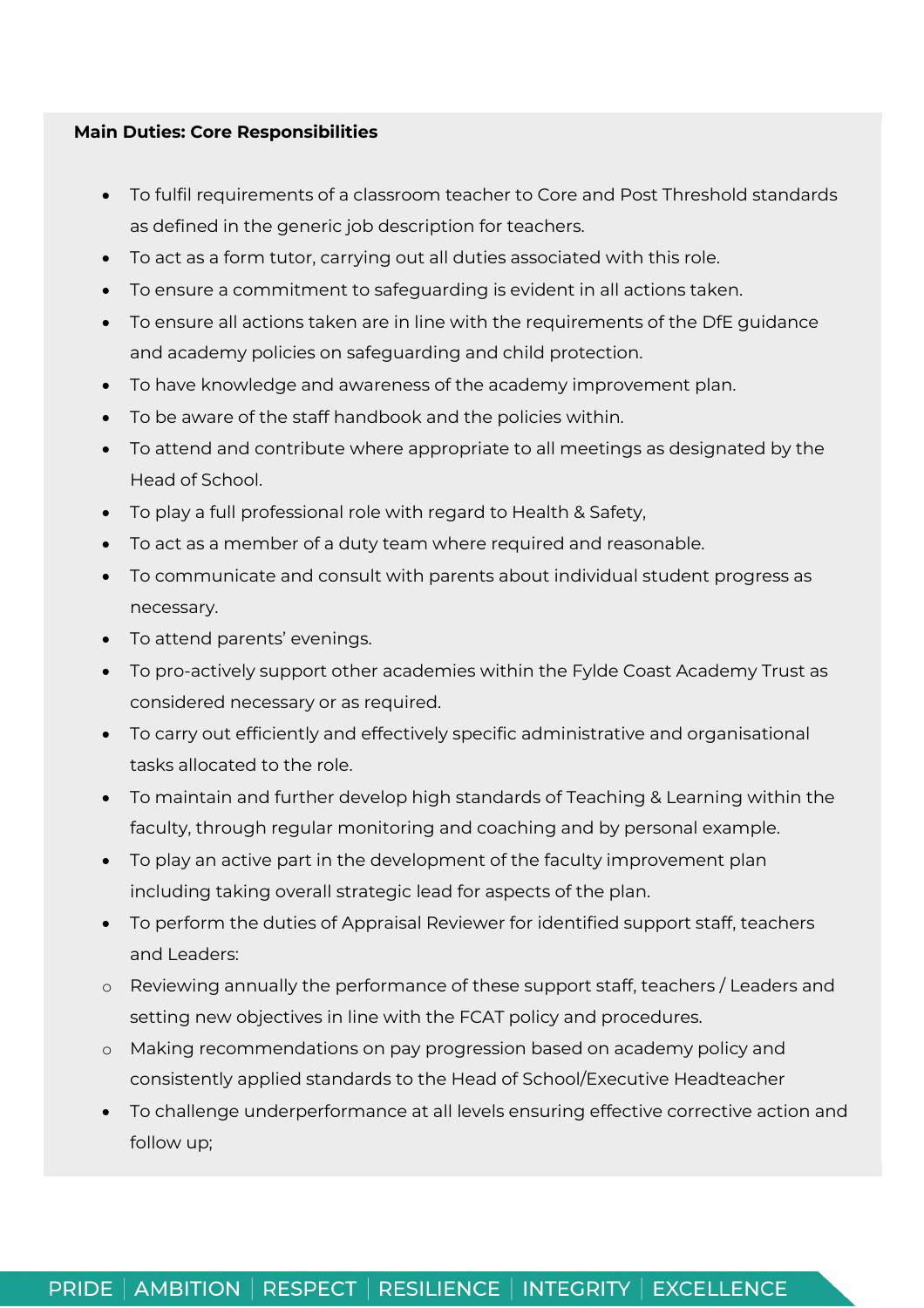**Main Duties: Core Responsibilities**

- To fulfil requirements of a classroom teacher to Core and Post Threshold standards as defined in the generic job description for teachers.
- To act as a form tutor, carrying out all duties associated with this role.
- To ensure a commitment to safeguarding is evident in all actions taken.
- To ensure all actions taken are in line with the requirements of the DfE guidance and academy policies on safeguarding and child protection.
- To have knowledge and awareness of the academy improvement plan.
- To be aware of the staff handbook and the policies within.
- To attend and contribute where appropriate to all meetings as designated by the Head of School.
- To play a full professional role with regard to Health & Safety,
- To act as a member of a duty team where required and reasonable.
- To communicate and consult with parents about individual student progress as necessary.
- To attend parents' evenings.
- To pro-actively support other academies within the Fylde Coast Academy Trust as considered necessary or as required.
- To carry out efficiently and effectively specific administrative and organisational tasks allocated to the role.
- To maintain and further develop high standards of Teaching & Learning within the faculty, through regular monitoring and coaching and by personal example.
- To play an active part in the development of the faculty improvement plan including taking overall strategic lead for aspects of the plan.
- To perform the duties of Appraisal Reviewer for identified support staff, teachers and Leaders:
  - Reviewing annually the performance of these support staff, teachers / Leaders and setting new objectives in line with the FCAT policy and procedures.
  - Making recommendations on pay progression based on academy policy and consistently applied standards to the Head of School/Executive Headteacher
- To challenge underperformance at all levels ensuring effective corrective action and follow up;

PRIDE | AMBITION | RESPECT | RESILIENCE | INTEGRITY | EXCELLENCE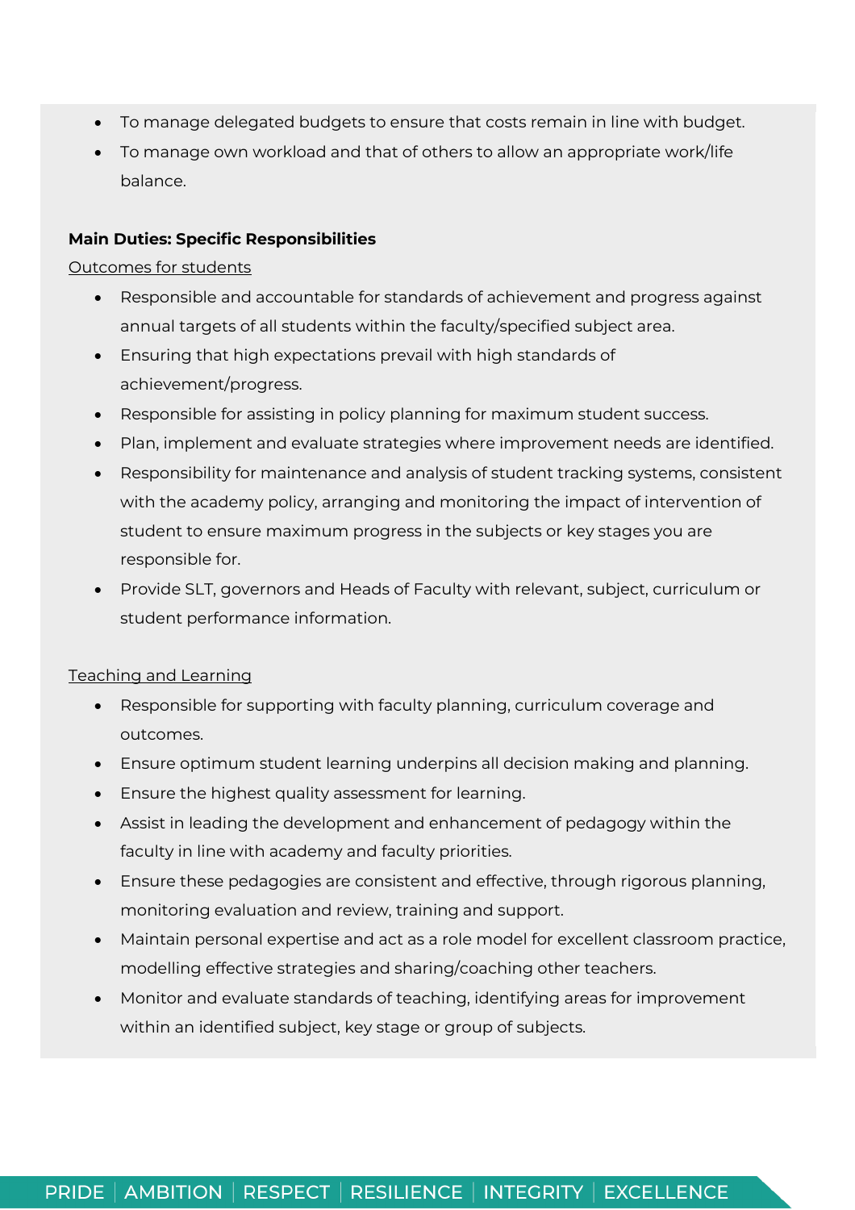- To manage delegated budgets to ensure that costs remain in line with budget.
- To manage own workload and that of others to allow an appropriate work/life balance.

**Main Duties: Specific Responsibilities**

<u>Outcomes for students</u>

- Responsible and accountable for standards of achievement and progress against annual targets of all students within the faculty/specified subject area.
- Ensuring that high expectations prevail with high standards of achievement/progress.
- Responsible for assisting in policy planning for maximum student success.
- Plan, implement and evaluate strategies where improvement needs are identified.
- Responsibility for maintenance and analysis of student tracking systems, consistent with the academy policy, arranging and monitoring the impact of intervention of student to ensure maximum progress in the subjects or key stages you are responsible for.
- Provide SLT, governors and Heads of Faculty with relevant, subject, curriculum or student performance information.

<u>Teaching and Learning</u>

- Responsible for supporting with faculty planning, curriculum coverage and outcomes.
- Ensure optimum student learning underpins all decision making and planning.
- Ensure the highest quality assessment for learning.
- Assist in leading the development and enhancement of pedagogy within the faculty in line with academy and faculty priorities.
- Ensure these pedagogies are consistent and effective, through rigorous planning, monitoring evaluation and review, training and support.
- Maintain personal expertise and act as a role model for excellent classroom practice, modelling effective strategies and sharing/coaching other teachers.
- Monitor and evaluate standards of teaching, identifying areas for improvement within an identified subject, key stage or group of subjects.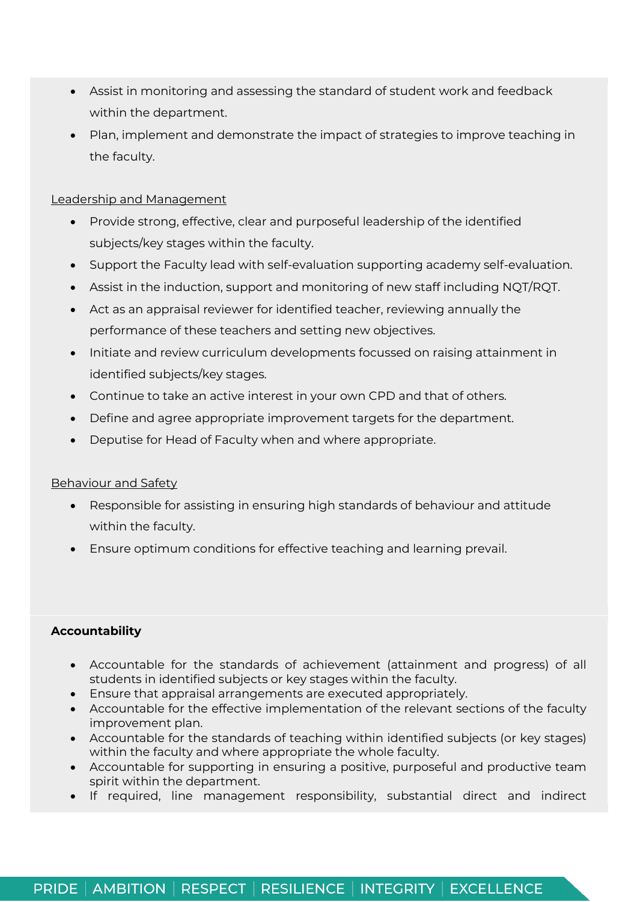- Assist in monitoring and assessing the standard of student work and feedback within the department.
- Plan, implement and demonstrate the impact of strategies to improve teaching in the faculty.

Leadership and Management

- Provide strong, effective, clear and purposeful leadership of the identified subjects/key stages within the faculty.
- Support the Faculty lead with self-evaluation supporting academy self-evaluation.
- Assist in the induction, support and monitoring of new staff including NQT/RQT.
- Act as an appraisal reviewer for identified teacher, reviewing annually the performance of these teachers and setting new objectives.
- Initiate and review curriculum developments focussed on raising attainment in identified subjects/key stages.
- Continue to take an active interest in your own CPD and that of others.
- Define and agree appropriate improvement targets for the department.
- Deputise for Head of Faculty when and where appropriate.

Behaviour and Safety

- Responsible for assisting in ensuring high standards of behaviour and attitude within the faculty.
- Ensure optimum conditions for effective teaching and learning prevail.

**Accountability**

- Accountable for the standards of achievement (attainment and progress) of all students in identified subjects or key stages within the faculty.
- Ensure that appraisal arrangements are executed appropriately.
- Accountable for the effective implementation of the relevant sections of the faculty improvement plan.
- Accountable for the standards of teaching within identified subjects (or key stages) within the faculty and where appropriate the whole faculty.
- Accountable for supporting in ensuring a positive, purposeful and productive team spirit within the department.
- If required, line management responsibility, substantial direct and indirect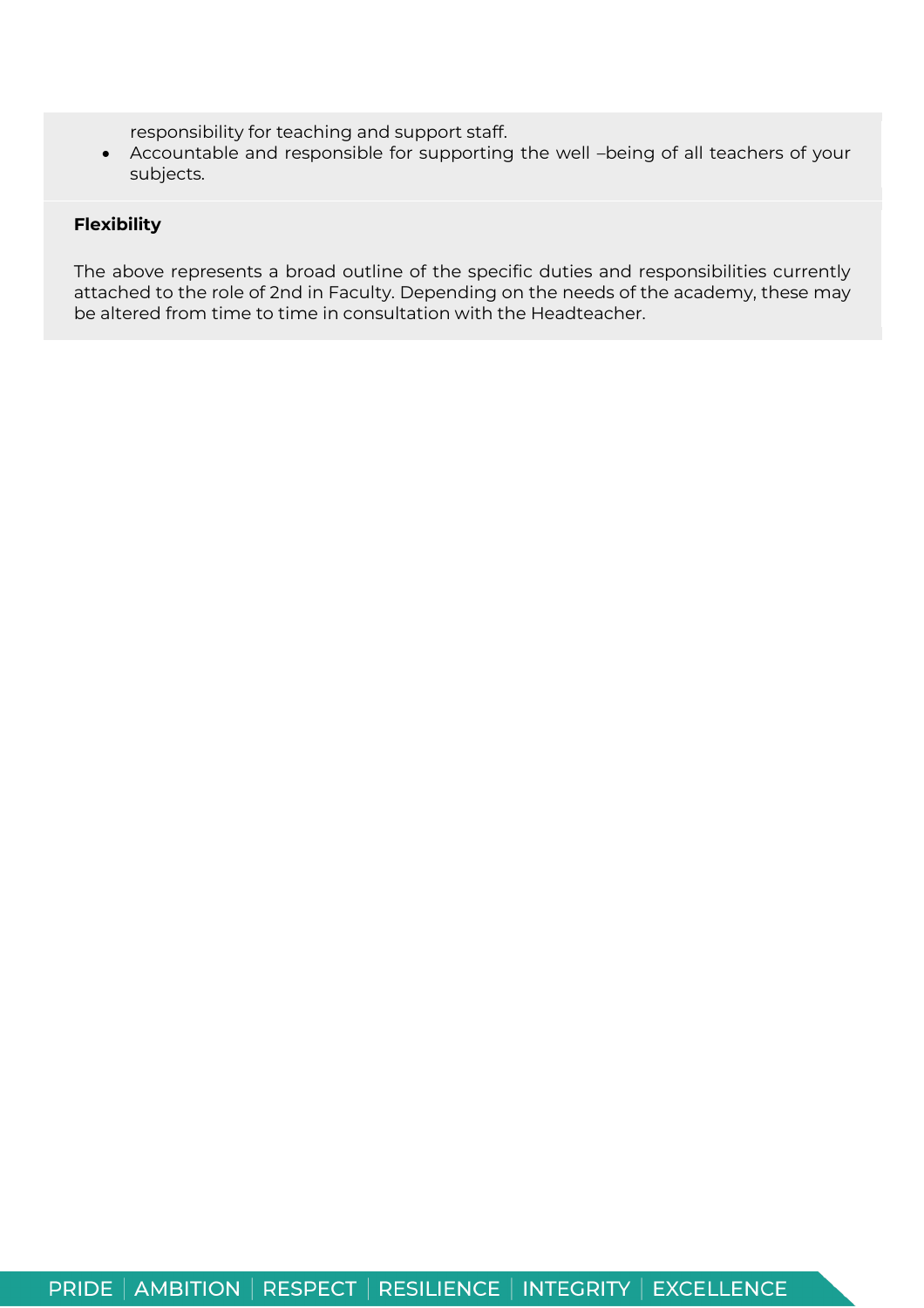responsibility for teaching and support staff.

- Accountable and responsible for supporting the well –being of all teachers of your subjects.

**Flexibility**

The above represents a broad outline of the specific duties and responsibilities currently attached to the role of 2nd in Faculty. Depending on the needs of the academy, these may be altered from time to time in consultation with the Headteacher.